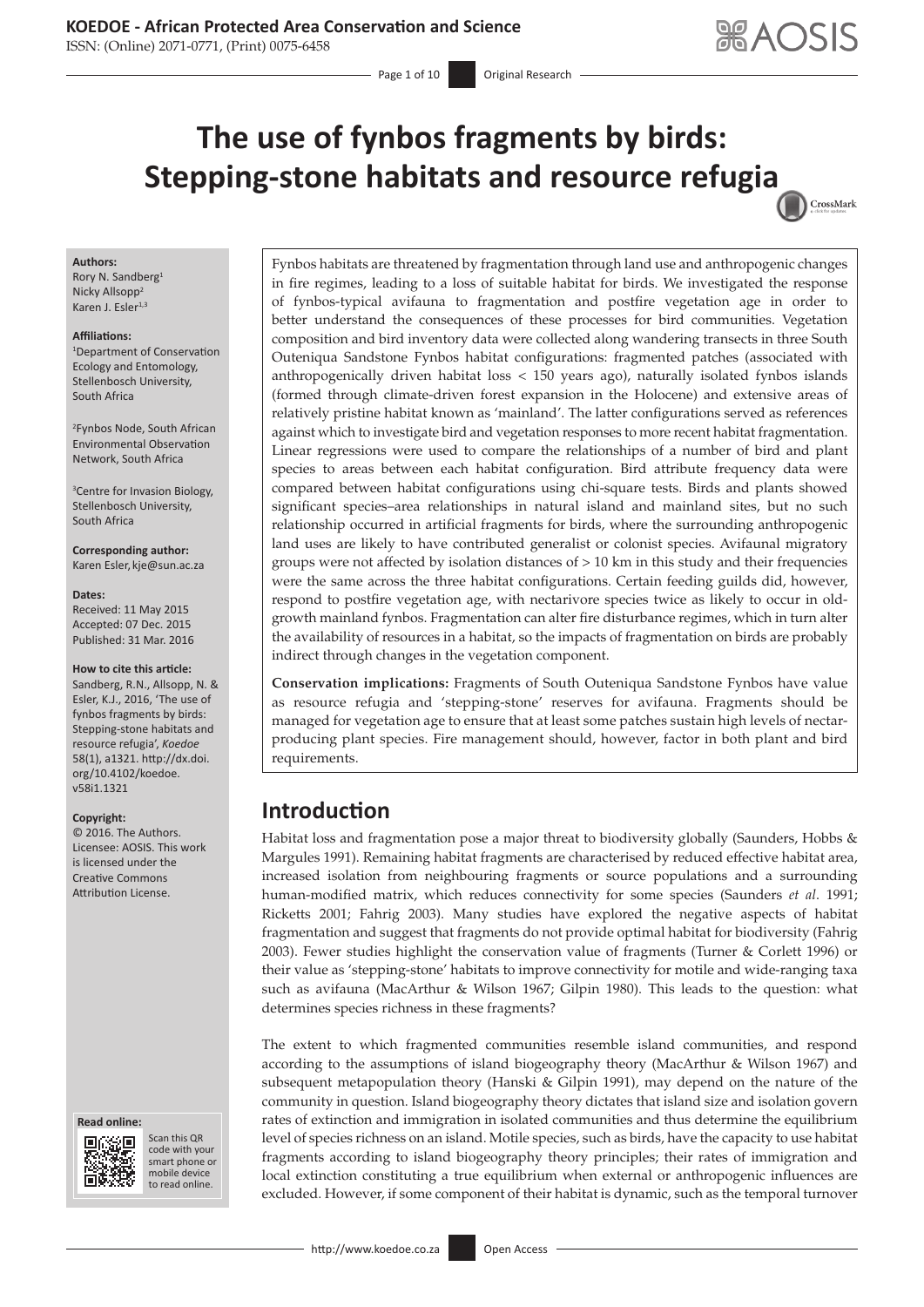# The use of fynbos fragments by birds: Stepping-stone habitats and resource refugia

**Authors:**
Rory N. Sandberg[1]
Nicky Allsopp[2]
Karen J. Esler[1,3]

**Affiliations:**
[1]Department of Conservation Ecology and Entomology, Stellenbosch University, South Africa

[2]Fynbos Node, South African Environmental Observation Network, South Africa

[3]Centre for Invasion Biology, Stellenbosch University, South Africa

**Corresponding author:**
Karen Esler, kje@sun.ac.za

**Dates:**
Received: 11 May 2015
Accepted: 07 Dec. 2015
Published: 31 Mar. 2016

**How to cite this article:**
Sandberg, R.N., Allsopp, N. & Esler, K.J., 2016, 'The use of fynbos fragments by birds: Stepping-stone habitats and resource refugia', *Koedoe* 58(1), a1321. http://dx.doi.org/10.4102/koedoe.v58i1.1321

**Copyright:**
© 2016. The Authors. Licensee: AOSIS. This work is licensed under the Creative Commons Attribution License.

**Read online:**
Scan this QR code with your smart phone or mobile device to read online.

Fynbos habitats are threatened by fragmentation through land use and anthropogenic changes in fire regimes, leading to a loss of suitable habitat for birds. We investigated the response of fynbos-typical avifauna to fragmentation and postfire vegetation age in order to better understand the consequences of these processes for bird communities. Vegetation composition and bird inventory data were collected along wandering transects in three South Outeniqua Sandstone Fynbos habitat configurations: fragmented patches (associated with anthropogenically driven habitat loss < 150 years ago), naturally isolated fynbos islands (formed through climate-driven forest expansion in the Holocene) and extensive areas of relatively pristine habitat known as 'mainland'. The latter configurations served as references against which to investigate bird and vegetation responses to more recent habitat fragmentation. Linear regressions were used to compare the relationships of a number of bird and plant species to areas between each habitat configuration. Bird attribute frequency data were compared between habitat configurations using chi-square tests. Birds and plants showed significant species–area relationships in natural island and mainland sites, but no such relationship occurred in artificial fragments for birds, where the surrounding anthropogenic land uses are likely to have contributed generalist or colonist species. Avifaunal migratory groups were not affected by isolation distances of > 10 km in this study and their frequencies were the same across the three habitat configurations. Certain feeding guilds did, however, respond to postfire vegetation age, with nectarivore species twice as likely to occur in old-growth mainland fynbos. Fragmentation can alter fire disturbance regimes, which in turn alter the availability of resources in a habitat, so the impacts of fragmentation on birds are probably indirect through changes in the vegetation component.

**Conservation implications:** Fragments of South Outeniqua Sandstone Fynbos have value as resource refugia and 'stepping-stone' reserves for avifauna. Fragments should be managed for vegetation age to ensure that at least some patches sustain high levels of nectar-producing plant species. Fire management should, however, factor in both plant and bird requirements.

## Introduction

Habitat loss and fragmentation pose a major threat to biodiversity globally (Saunders, Hobbs & Margules 1991). Remaining habitat fragments are characterised by reduced effective habitat area, increased isolation from neighbouring fragments or source populations and a surrounding human-modified matrix, which reduces connectivity for some species (Saunders *et al*. 1991; Ricketts 2001; Fahrig 2003). Many studies have explored the negative aspects of habitat fragmentation and suggest that fragments do not provide optimal habitat for biodiversity (Fahrig 2003). Fewer studies highlight the conservation value of fragments (Turner & Corlett 1996) or their value as 'stepping-stone' habitats to improve connectivity for motile and wide-ranging taxa such as avifauna (MacArthur & Wilson 1967; Gilpin 1980). This leads to the question: what determines species richness in these fragments?

The extent to which fragmented communities resemble island communities, and respond according to the assumptions of island biogeography theory (MacArthur & Wilson 1967) and subsequent metapopulation theory (Hanski & Gilpin 1991), may depend on the nature of the community in question. Island biogeography theory dictates that island size and isolation govern rates of extinction and immigration in isolated communities and thus determine the equilibrium level of species richness on an island. Motile species, such as birds, have the capacity to use habitat fragments according to island biogeography theory principles; their rates of immigration and local extinction constituting a true equilibrium when external or anthropogenic influences are excluded. However, if some component of their habitat is dynamic, such as the temporal turnover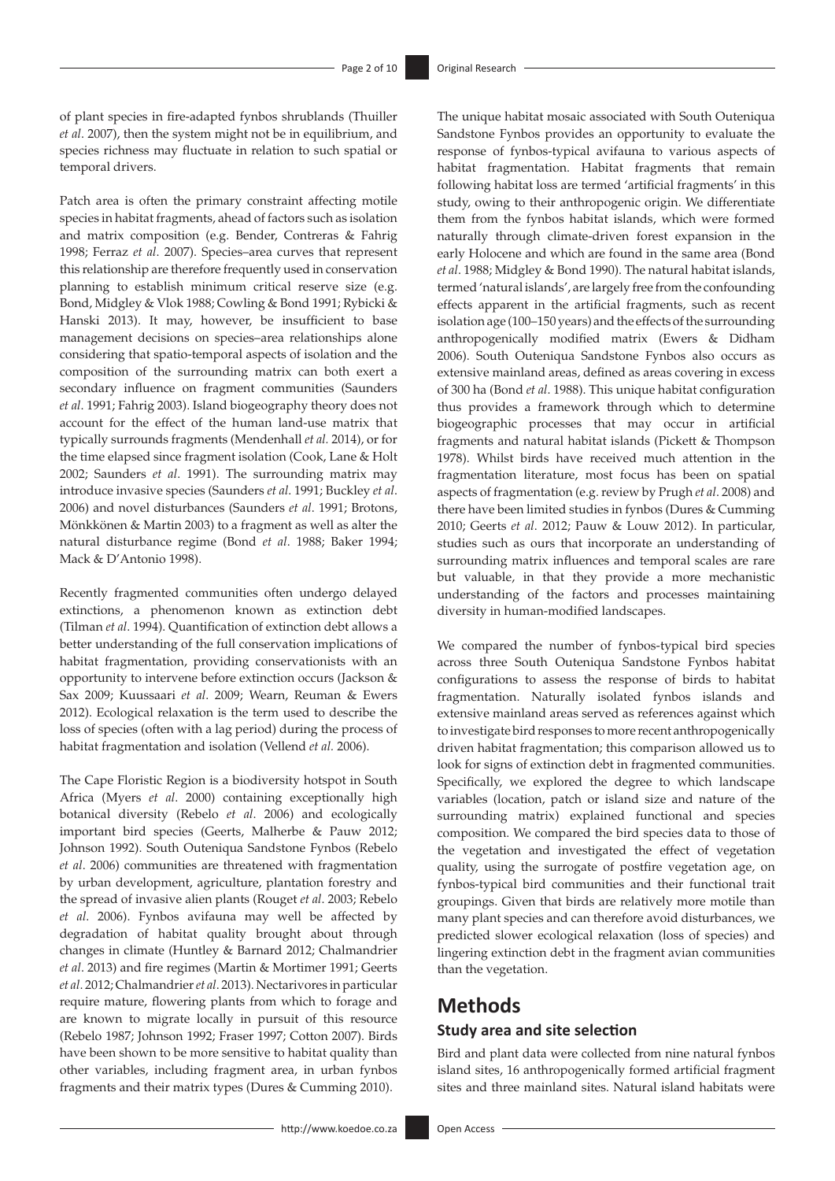of plant species in fire-adapted fynbos shrublands (Thuiller *et al*. 2007), then the system might not be in equilibrium, and species richness may fluctuate in relation to such spatial or temporal drivers.

Patch area is often the primary constraint affecting motile species in habitat fragments, ahead of factors such as isolation and matrix composition (e.g. Bender, Contreras & Fahrig 1998; Ferraz *et al*. 2007). Species–area curves that represent this relationship are therefore frequently used in conservation planning to establish minimum critical reserve size (e.g. Bond, Midgley & Vlok 1988; Cowling & Bond 1991; Rybicki & Hanski 2013). It may, however, be insufficient to base management decisions on species–area relationships alone considering that spatio-temporal aspects of isolation and the composition of the surrounding matrix can both exert a secondary influence on fragment communities (Saunders *et al*. 1991; Fahrig 2003). Island biogeography theory does not account for the effect of the human land-use matrix that typically surrounds fragments (Mendenhall *et al.* 2014), or for the time elapsed since fragment isolation (Cook, Lane & Holt 2002; Saunders *et al*. 1991). The surrounding matrix may introduce invasive species (Saunders *et al*. 1991; Buckley *et al*. 2006) and novel disturbances (Saunders *et al*. 1991; Brotons, Mönkkönen & Martin 2003) to a fragment as well as alter the natural disturbance regime (Bond *et al*. 1988; Baker 1994; Mack & D'Antonio 1998).

Recently fragmented communities often undergo delayed extinctions, a phenomenon known as extinction debt (Tilman *et al*. 1994). Quantification of extinction debt allows a better understanding of the full conservation implications of habitat fragmentation, providing conservationists with an opportunity to intervene before extinction occurs (Jackson & Sax 2009; Kuussaari *et al*. 2009; Wearn, Reuman & Ewers 2012). Ecological relaxation is the term used to describe the loss of species (often with a lag period) during the process of habitat fragmentation and isolation (Vellend *et al.* 2006).

The Cape Floristic Region is a biodiversity hotspot in South Africa (Myers *et al*. 2000) containing exceptionally high botanical diversity (Rebelo *et al*. 2006) and ecologically important bird species (Geerts, Malherbe & Pauw 2012; Johnson 1992). South Outeniqua Sandstone Fynbos (Rebelo *et al*. 2006) communities are threatened with fragmentation by urban development, agriculture, plantation forestry and the spread of invasive alien plants (Rouget *et al*. 2003; Rebelo *et al.* 2006). Fynbos avifauna may well be affected by degradation of habitat quality brought about through changes in climate (Huntley & Barnard 2012; Chalmandrier *et al*. 2013) and fire regimes (Martin & Mortimer 1991; Geerts *et al*. 2012; Chalmandrier *et al*. 2013). Nectarivores in particular require mature, flowering plants from which to forage and are known to migrate locally in pursuit of this resource (Rebelo 1987; Johnson 1992; Fraser 1997; Cotton 2007). Birds have been shown to be more sensitive to habitat quality than other variables, including fragment area, in urban fynbos fragments and their matrix types (Dures & Cumming 2010).

The unique habitat mosaic associated with South Outeniqua Sandstone Fynbos provides an opportunity to evaluate the response of fynbos-typical avifauna to various aspects of habitat fragmentation. Habitat fragments that remain following habitat loss are termed 'artificial fragments' in this study, owing to their anthropogenic origin. We differentiate them from the fynbos habitat islands, which were formed naturally through climate-driven forest expansion in the early Holocene and which are found in the same area (Bond *et al*. 1988; Midgley & Bond 1990). The natural habitat islands, termed 'natural islands', are largely free from the confounding effects apparent in the artificial fragments, such as recent isolation age (100–150 years) and the effects of the surrounding anthropogenically modified matrix (Ewers & Didham 2006). South Outeniqua Sandstone Fynbos also occurs as extensive mainland areas, defined as areas covering in excess of 300 ha (Bond *et al*. 1988). This unique habitat configuration thus provides a framework through which to determine biogeographic processes that may occur in artificial fragments and natural habitat islands (Pickett & Thompson 1978). Whilst birds have received much attention in the fragmentation literature, most focus has been on spatial aspects of fragmentation (e.g. review by Prugh *et al*. 2008) and there have been limited studies in fynbos (Dures & Cumming 2010; Geerts *et al*. 2012; Pauw & Louw 2012). In particular, studies such as ours that incorporate an understanding of surrounding matrix influences and temporal scales are rare but valuable, in that they provide a more mechanistic understanding of the factors and processes maintaining diversity in human-modified landscapes.

We compared the number of fynbos-typical bird species across three South Outeniqua Sandstone Fynbos habitat configurations to assess the response of birds to habitat fragmentation. Naturally isolated fynbos islands and extensive mainland areas served as references against which to investigate bird responses to more recent anthropogenically driven habitat fragmentation; this comparison allowed us to look for signs of extinction debt in fragmented communities. Specifically, we explored the degree to which landscape variables (location, patch or island size and nature of the surrounding matrix) explained functional and species composition. We compared the bird species data to those of the vegetation and investigated the effect of vegetation quality, using the surrogate of postfire vegetation age, on fynbos-typical bird communities and their functional trait groupings. Given that birds are relatively more motile than many plant species and can therefore avoid disturbances, we predicted slower ecological relaxation (loss of species) and lingering extinction debt in the fragment avian communities than the vegetation.

## Methods

### Study area and site selection

Bird and plant data were collected from nine natural fynbos island sites, 16 anthropogenically formed artificial fragment sites and three mainland sites. Natural island habitats were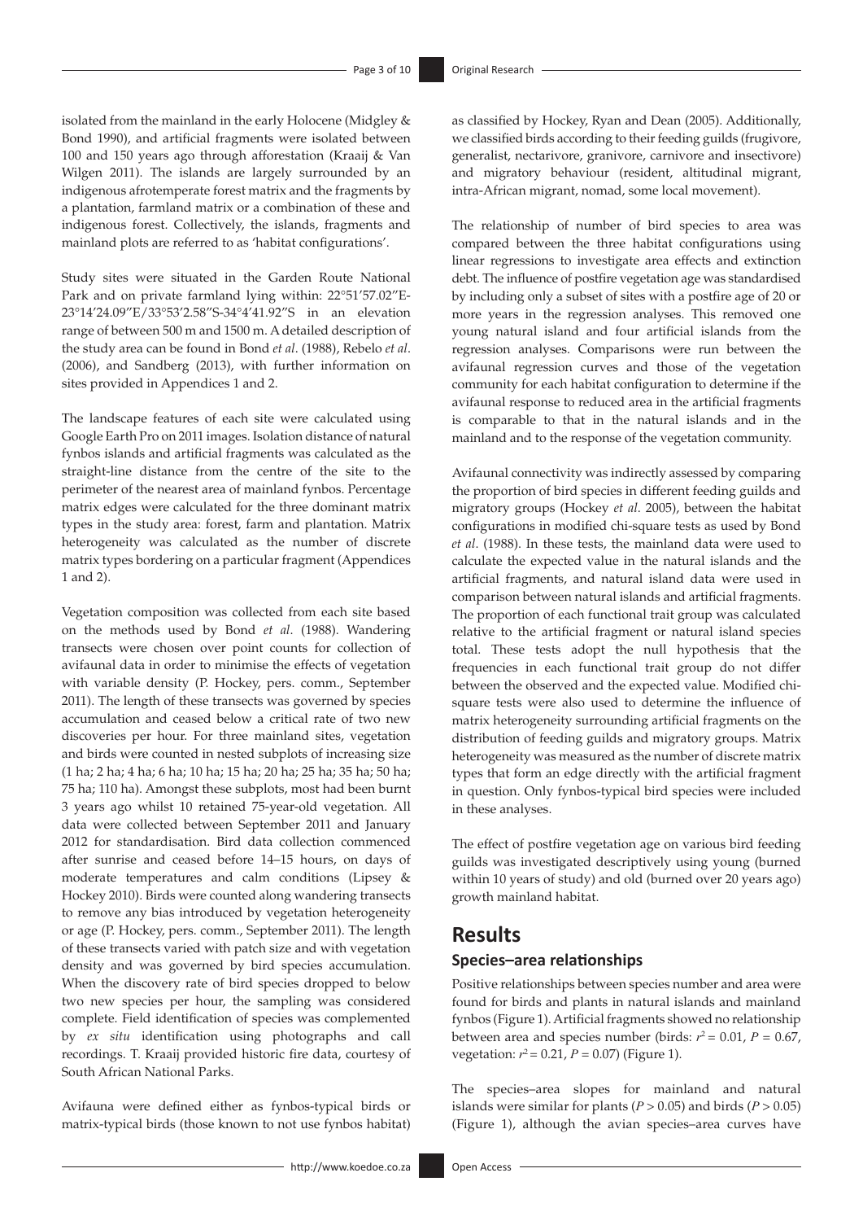isolated from the mainland in the early Holocene (Midgley & Bond 1990), and artificial fragments were isolated between 100 and 150 years ago through afforestation (Kraaij & Van Wilgen 2011). The islands are largely surrounded by an indigenous afrotemperate forest matrix and the fragments by a plantation, farmland matrix or a combination of these and indigenous forest. Collectively, the islands, fragments and mainland plots are referred to as 'habitat configurations'.

Study sites were situated in the Garden Route National Park and on private farmland lying within: 22°51′57.02″E-23°14′24.09″E/33°53′2.58″S-34°4′41.92″S in an elevation range of between 500 m and 1500 m. A detailed description of the study area can be found in Bond *et al*. (1988), Rebelo *et al*. (2006), and Sandberg (2013), with further information on sites provided in Appendices 1 and 2.

The landscape features of each site were calculated using Google Earth Pro on 2011 images. Isolation distance of natural fynbos islands and artificial fragments was calculated as the straight-line distance from the centre of the site to the perimeter of the nearest area of mainland fynbos. Percentage matrix edges were calculated for the three dominant matrix types in the study area: forest, farm and plantation. Matrix heterogeneity was calculated as the number of discrete matrix types bordering on a particular fragment (Appendices 1 and 2).

Vegetation composition was collected from each site based on the methods used by Bond *et al*. (1988). Wandering transects were chosen over point counts for collection of avifaunal data in order to minimise the effects of vegetation with variable density (P. Hockey, pers. comm., September 2011). The length of these transects was governed by species accumulation and ceased below a critical rate of two new discoveries per hour. For three mainland sites, vegetation and birds were counted in nested subplots of increasing size (1 ha; 2 ha; 4 ha; 6 ha; 10 ha; 15 ha; 20 ha; 25 ha; 35 ha; 50 ha; 75 ha; 110 ha). Amongst these subplots, most had been burnt 3 years ago whilst 10 retained 75-year-old vegetation. All data were collected between September 2011 and January 2012 for standardisation. Bird data collection commenced after sunrise and ceased before 14–15 hours, on days of moderate temperatures and calm conditions (Lipsey & Hockey 2010). Birds were counted along wandering transects to remove any bias introduced by vegetation heterogeneity or age (P. Hockey, pers. comm., September 2011). The length of these transects varied with patch size and with vegetation density and was governed by bird species accumulation. When the discovery rate of bird species dropped to below two new species per hour, the sampling was considered complete. Field identification of species was complemented by *ex situ* identification using photographs and call recordings. T. Kraaij provided historic fire data, courtesy of South African National Parks.

Avifauna were defined either as fynbos-typical birds or matrix-typical birds (those known to not use fynbos habitat) as classified by Hockey, Ryan and Dean (2005). Additionally, we classified birds according to their feeding guilds (frugivore, generalist, nectarivore, granivore, carnivore and insectivore) and migratory behaviour (resident, altitudinal migrant, intra-African migrant, nomad, some local movement).

The relationship of number of bird species to area was compared between the three habitat configurations using linear regressions to investigate area effects and extinction debt. The influence of postfire vegetation age was standardised by including only a subset of sites with a postfire age of 20 or more years in the regression analyses. This removed one young natural island and four artificial islands from the regression analyses. Comparisons were run between the avifaunal regression curves and those of the vegetation community for each habitat configuration to determine if the avifaunal response to reduced area in the artificial fragments is comparable to that in the natural islands and in the mainland and to the response of the vegetation community.

Avifaunal connectivity was indirectly assessed by comparing the proportion of bird species in different feeding guilds and migratory groups (Hockey *et al*. 2005), between the habitat configurations in modified chi-square tests as used by Bond *et al*. (1988). In these tests, the mainland data were used to calculate the expected value in the natural islands and the artificial fragments, and natural island data were used in comparison between natural islands and artificial fragments. The proportion of each functional trait group was calculated relative to the artificial fragment or natural island species total. These tests adopt the null hypothesis that the frequencies in each functional trait group do not differ between the observed and the expected value. Modified chi-square tests were also used to determine the influence of matrix heterogeneity surrounding artificial fragments on the distribution of feeding guilds and migratory groups. Matrix heterogeneity was measured as the number of discrete matrix types that form an edge directly with the artificial fragment in question. Only fynbos-typical bird species were included in these analyses.

The effect of postfire vegetation age on various bird feeding guilds was investigated descriptively using young (burned within 10 years of study) and old (burned over 20 years ago) growth mainland habitat.

# Results

## Species–area relationships

Positive relationships between species number and area were found for birds and plants in natural islands and mainland fynbos (Figure 1). Artificial fragments showed no relationship between area and species number (birds: $r^2 = 0.01$, $P = 0.67$, vegetation: $r^2 = 0.21$, $P = 0.07$) (Figure 1).

The species–area slopes for mainland and natural islands were similar for plants ($P > 0.05$) and birds ($P > 0.05$) (Figure 1), although the avian species–area curves have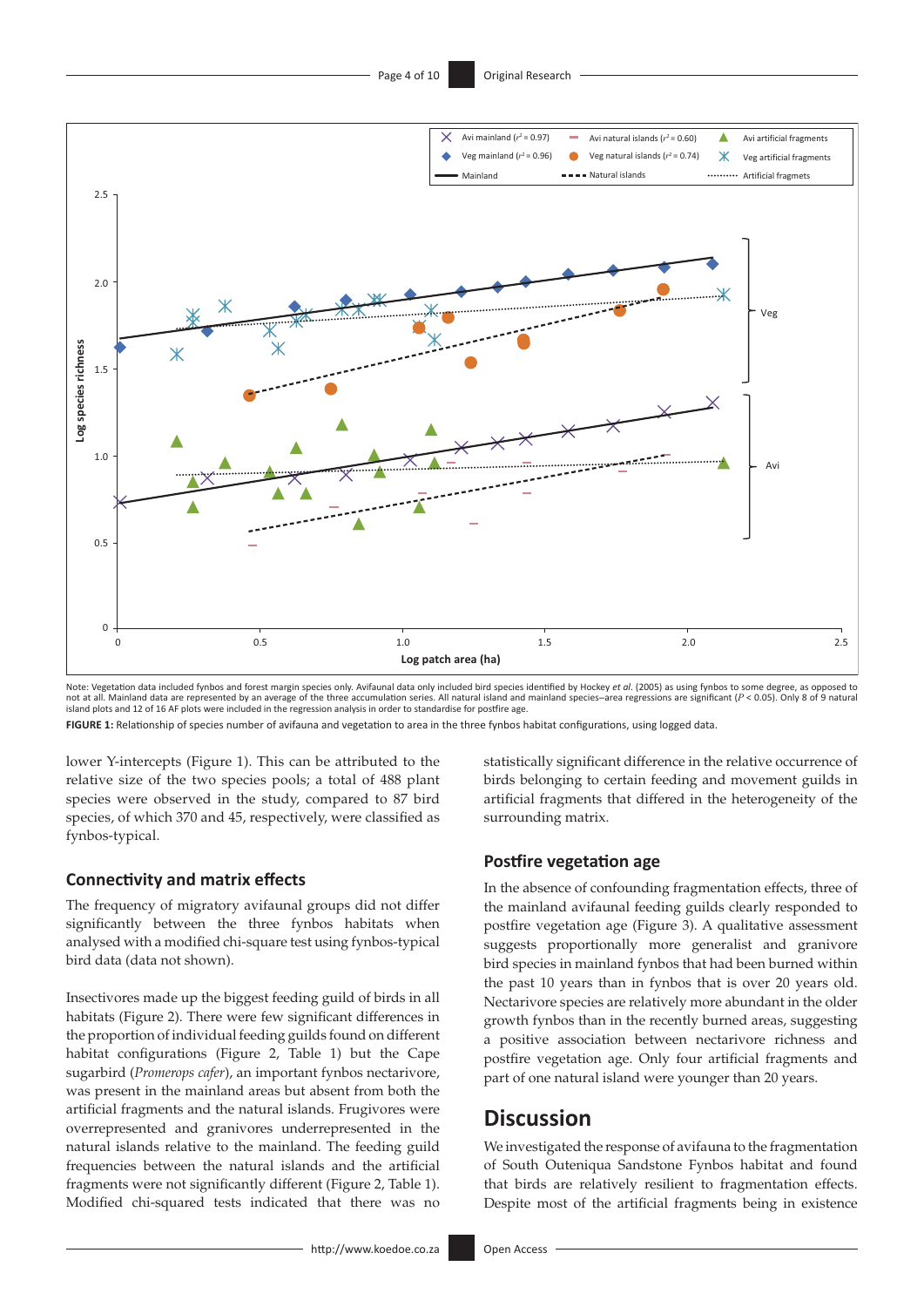Note: Vegetation data included fynbos and forest margin species only. Avifaunal data only included bird species identified by Hockey *et al*. (2005) as using fynbos to some degree, as opposed to not at all. Mainland data are represented by an average of the three accumulation series. All natural island and mainland species–area regressions are significant ($P < 0.05$). Only 8 of 9 natural island plots and 12 of 16 AF plots were included in the regression analysis in order to standardise for postfire age.

**FIGURE 1:** Relationship of species number of avifauna and vegetation to area in the three fynbos habitat configurations, using logged data.

lower Y-intercepts (Figure 1). This can be attributed to the relative size of the two species pools; a total of 488 plant species were observed in the study, compared to 87 bird species, of which 370 and 45, respectively, were classified as fynbos-typical.

### Connectivity and matrix effects

The frequency of migratory avifaunal groups did not differ significantly between the three fynbos habitats when analysed with a modified chi-square test using fynbos-typical bird data (data not shown).

Insectivores made up the biggest feeding guild of birds in all habitats (Figure 2). There were few significant differences in the proportion of individual feeding guilds found on different habitat configurations (Figure 2, Table 1) but the Cape sugarbird (*Promerops cafer*), an important fynbos nectarivore, was present in the mainland areas but absent from both the artificial fragments and the natural islands. Frugivores were overrepresented and granivores underrepresented in the natural islands relative to the mainland. The feeding guild frequencies between the natural islands and the artificial fragments were not significantly different (Figure 2, Table 1). Modified chi-squared tests indicated that there was no statistically significant difference in the relative occurrence of birds belonging to certain feeding and movement guilds in artificial fragments that differed in the heterogeneity of the surrounding matrix.

### Postfire vegetation age

In the absence of confounding fragmentation effects, three of the mainland avifaunal feeding guilds clearly responded to postfire vegetation age (Figure 3). A qualitative assessment suggests proportionally more generalist and granivore bird species in mainland fynbos that had been burned within the past 10 years than in fynbos that is over 20 years old. Nectarivore species are relatively more abundant in the older growth fynbos than in the recently burned areas, suggesting a positive association between nectarivore richness and postfire vegetation age. Only four artificial fragments and part of one natural island were younger than 20 years.

## Discussion

We investigated the response of avifauna to the fragmentation of South Outeniqua Sandstone Fynbos habitat and found that birds are relatively resilient to fragmentation effects. Despite most of the artificial fragments being in existence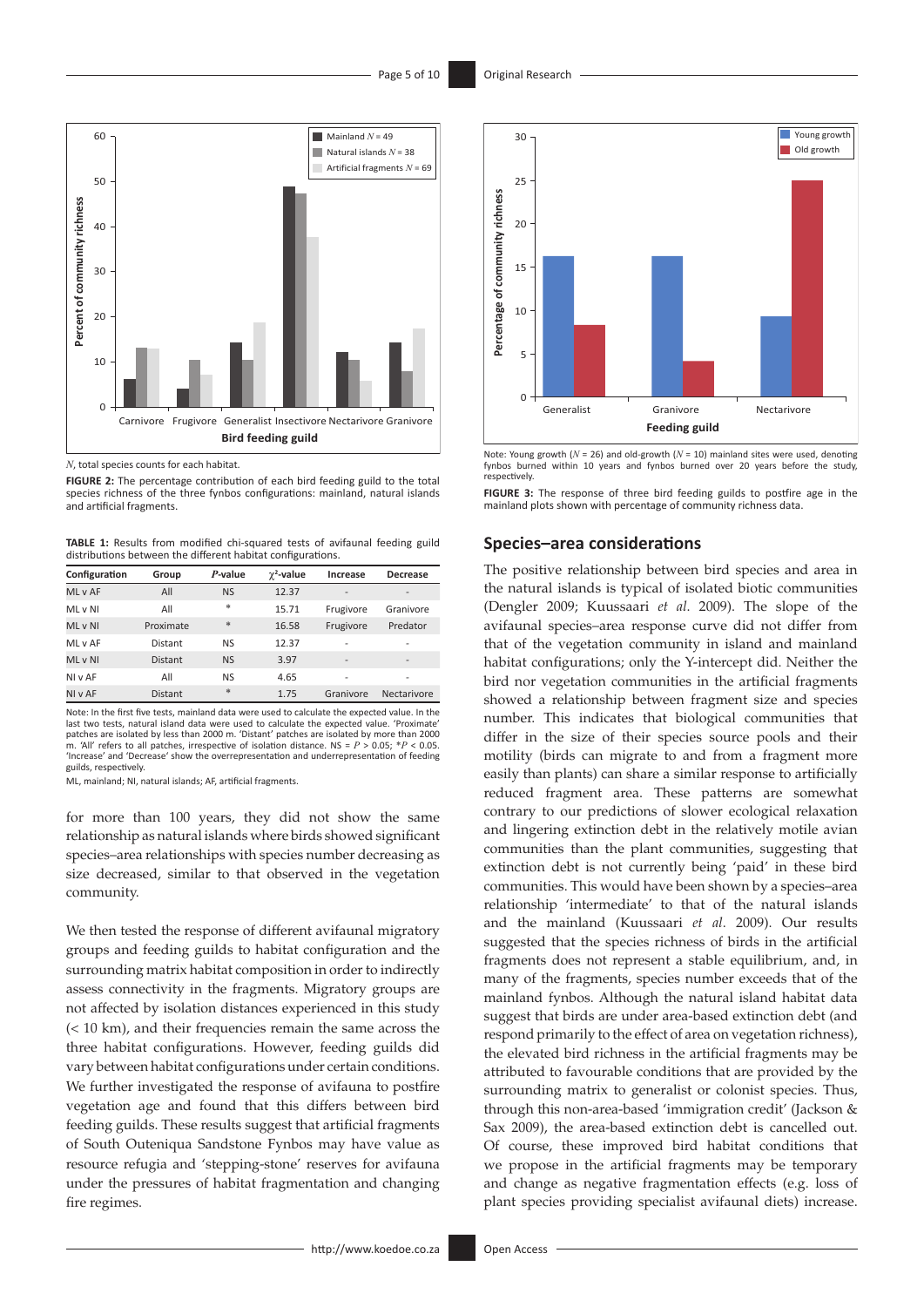*N*, total species counts for each habitat.

**FIGURE 2:** The percentage contribution of each bird feeding guild to the total species richness of the three fynbos configurations: mainland, natural islands and artificial fragments.

**TABLE 1:** Results from modified chi-squared tests of avifaunal feeding guild distributions between the different habitat configurations.

| Configuration | Group | *P*-value | $\chi^2$-value | Increase | Decrease |
|---|---|---|---|---|---|
| ML v AF | All | NS | 12.37 | - | - |
| ML v NI | All | * | 15.71 | Frugivore | Granivore |
| ML v NI | Proximate | * | 16.58 | Frugivore | Predator |
| ML v AF | Distant | NS | 12.37 | - | - |
| ML v NI | Distant | NS | 3.97 | - | - |
| NI v AF | All | NS | 4.65 | - | - |
| NI v AF | Distant | * | 1.75 | Granivore | Nectarivore |

Note: In the first five tests, mainland data were used to calculate the expected value. In the last two tests, natural island data were used to calculate the expected value. 'Proximate' patches are isolated by less than 2000 m. 'Distant' patches are isolated by more than 2000 m. 'All' refers to all patches, irrespective of isolation distance. NS = $P > 0.05$; \*$P < 0.05$. 'Increase' and 'Decrease' show the overrepresentation and underrepresentation of feeding guilds, respectively.

ML, mainland; NI, natural islands; AF, artificial fragments.

for more than 100 years, they did not show the same relationship as natural islands where birds showed significant species–area relationships with species number decreasing as size decreased, similar to that observed in the vegetation community.

We then tested the response of different avifaunal migratory groups and feeding guilds to habitat configuration and the surrounding matrix habitat composition in order to indirectly assess connectivity in the fragments. Migratory groups are not affected by isolation distances experienced in this study (< 10 km), and their frequencies remain the same across the three habitat configurations. However, feeding guilds did vary between habitat configurations under certain conditions. We further investigated the response of avifauna to postfire vegetation age and found that this differs between bird feeding guilds. These results suggest that artificial fragments of South Outeniqua Sandstone Fynbos may have value as resource refugia and 'stepping-stone' reserves for avifauna under the pressures of habitat fragmentation and changing fire regimes.

Note: Young growth ($N = 26$) and old-growth ($N = 10$) mainland sites were used, denoting fynbos burned within 10 years and fynbos burned over 20 years before the study, respectively.

**FIGURE 3:** The response of three bird feeding guilds to postfire age in the mainland plots shown with percentage of community richness data.

## Species–area considerations

The positive relationship between bird species and area in the natural islands is typical of isolated biotic communities (Dengler 2009; Kuussaari *et al*. 2009). The slope of the avifaunal species–area response curve did not differ from that of the vegetation community in island and mainland habitat configurations; only the Y-intercept did. Neither the bird nor vegetation communities in the artificial fragments showed a relationship between fragment size and species number. This indicates that biological communities that differ in the size of their species source pools and their motility (birds can migrate to and from a fragment more easily than plants) can share a similar response to artificially reduced fragment area. These patterns are somewhat contrary to our predictions of slower ecological relaxation and lingering extinction debt in the relatively motile avian communities than the plant communities, suggesting that extinction debt is not currently being 'paid' in these bird communities. This would have been shown by a species–area relationship 'intermediate' to that of the natural islands and the mainland (Kuussaari *et al*. 2009). Our results suggested that the species richness of birds in the artificial fragments does not represent a stable equilibrium, and, in many of the fragments, species number exceeds that of the mainland fynbos. Although the natural island habitat data suggest that birds are under area-based extinction debt (and respond primarily to the effect of area on vegetation richness), the elevated bird richness in the artificial fragments may be attributed to favourable conditions that are provided by the surrounding matrix to generalist or colonist species. Thus, through this non-area-based 'immigration credit' (Jackson & Sax 2009), the area-based extinction debt is cancelled out. Of course, these improved bird habitat conditions that we propose in the artificial fragments may be temporary and change as negative fragmentation effects (e.g. loss of plant species providing specialist avifaunal diets) increase.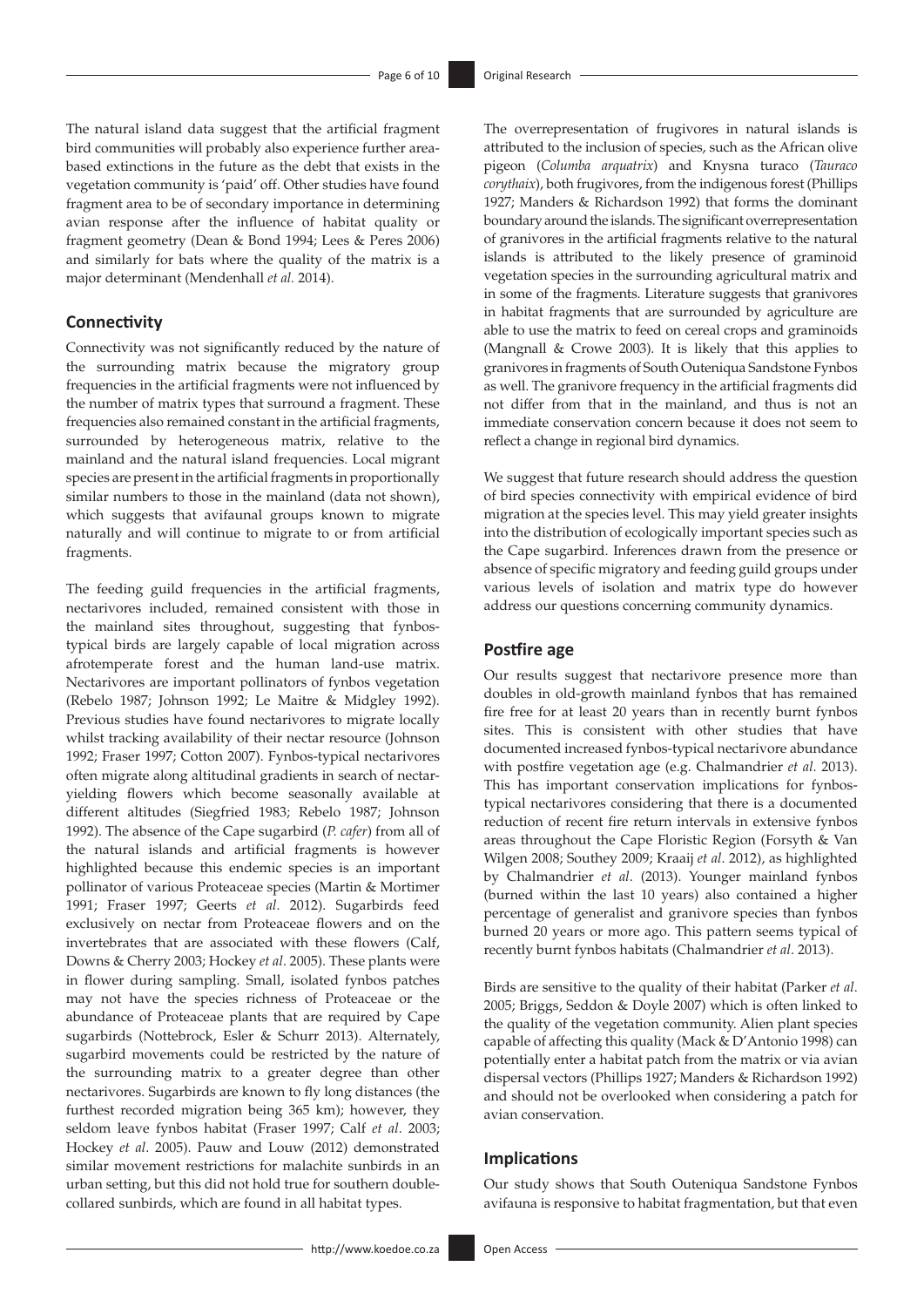The natural island data suggest that the artificial fragment bird communities will probably also experience further area-based extinctions in the future as the debt that exists in the vegetation community is 'paid' off. Other studies have found fragment area to be of secondary importance in determining avian response after the influence of habitat quality or fragment geometry (Dean & Bond 1994; Lees & Peres 2006) and similarly for bats where the quality of the matrix is a major determinant (Mendenhall *et al*. 2014).

## Connectivity

Connectivity was not significantly reduced by the nature of the surrounding matrix because the migratory group frequencies in the artificial fragments were not influenced by the number of matrix types that surround a fragment. These frequencies also remained constant in the artificial fragments, surrounded by heterogeneous matrix, relative to the mainland and the natural island frequencies. Local migrant species are present in the artificial fragments in proportionally similar numbers to those in the mainland (data not shown), which suggests that avifaunal groups known to migrate naturally and will continue to migrate to or from artificial fragments.

The feeding guild frequencies in the artificial fragments, nectarivores included, remained consistent with those in the mainland sites throughout, suggesting that fynbos-typical birds are largely capable of local migration across afrotemperate forest and the human land-use matrix. Nectarivores are important pollinators of fynbos vegetation (Rebelo 1987; Johnson 1992; Le Maitre & Midgley 1992). Previous studies have found nectarivores to migrate locally whilst tracking availability of their nectar resource (Johnson 1992; Fraser 1997; Cotton 2007). Fynbos-typical nectarivores often migrate along altitudinal gradients in search of nectar-yielding flowers which become seasonally available at different altitudes (Siegfried 1983; Rebelo 1987; Johnson 1992). The absence of the Cape sugarbird (*P. cafer*) from all of the natural islands and artificial fragments is however highlighted because this endemic species is an important pollinator of various Proteaceae species (Martin & Mortimer 1991; Fraser 1997; Geerts *et al*. 2012). Sugarbirds feed exclusively on nectar from Proteaceae flowers and on the invertebrates that are associated with these flowers (Calf, Downs & Cherry 2003; Hockey *et al*. 2005). These plants were in flower during sampling. Small, isolated fynbos patches may not have the species richness of Proteaceae or the abundance of Proteaceae plants that are required by Cape sugarbirds (Nottebrock, Esler & Schurr 2013). Alternately, sugarbird movements could be restricted by the nature of the surrounding matrix to a greater degree than other nectarivores. Sugarbirds are known to fly long distances (the furthest recorded migration being 365 km); however, they seldom leave fynbos habitat (Fraser 1997; Calf *et al*. 2003; Hockey *et al*. 2005). Pauw and Louw (2012) demonstrated similar movement restrictions for malachite sunbirds in an urban setting, but this did not hold true for southern double-collared sunbirds, which are found in all habitat types.

The overrepresentation of frugivores in natural islands is attributed to the inclusion of species, such as the African olive pigeon (*Columba arquatrix*) and Knysna turaco (*Tauraco corythaix*), both frugivores, from the indigenous forest (Phillips 1927; Manders & Richardson 1992) that forms the dominant boundary around the islands. The significant overrepresentation of granivores in the artificial fragments relative to the natural islands is attributed to the likely presence of graminoid vegetation species in the surrounding agricultural matrix and in some of the fragments. Literature suggests that granivores in habitat fragments that are surrounded by agriculture are able to use the matrix to feed on cereal crops and graminoids (Mangnall & Crowe 2003). It is likely that this applies to granivores in fragments of South Outeniqua Sandstone Fynbos as well. The granivore frequency in the artificial fragments did not differ from that in the mainland, and thus is not an immediate conservation concern because it does not seem to reflect a change in regional bird dynamics.

We suggest that future research should address the question of bird species connectivity with empirical evidence of bird migration at the species level. This may yield greater insights into the distribution of ecologically important species such as the Cape sugarbird. Inferences drawn from the presence or absence of specific migratory and feeding guild groups under various levels of isolation and matrix type do however address our questions concerning community dynamics.

## Postfire age

Our results suggest that nectarivore presence more than doubles in old-growth mainland fynbos that has remained fire free for at least 20 years than in recently burnt fynbos sites. This is consistent with other studies that have documented increased fynbos-typical nectarivore abundance with postfire vegetation age (e.g. Chalmandrier *et al*. 2013). This has important conservation implications for fynbos-typical nectarivores considering that there is a documented reduction of recent fire return intervals in extensive fynbos areas throughout the Cape Floristic Region (Forsyth & Van Wilgen 2008; Southey 2009; Kraaij *et al*. 2012), as highlighted by Chalmandrier *et al*. (2013). Younger mainland fynbos (burned within the last 10 years) also contained a higher percentage of generalist and granivore species than fynbos burned 20 years or more ago. This pattern seems typical of recently burnt fynbos habitats (Chalmandrier *et al*. 2013).

Birds are sensitive to the quality of their habitat (Parker *et al*. 2005; Briggs, Seddon & Doyle 2007) which is often linked to the quality of the vegetation community. Alien plant species capable of affecting this quality (Mack & D'Antonio 1998) can potentially enter a habitat patch from the matrix or via avian dispersal vectors (Phillips 1927; Manders & Richardson 1992) and should not be overlooked when considering a patch for avian conservation.

## Implications

Our study shows that South Outeniqua Sandstone Fynbos avifauna is responsive to habitat fragmentation, but that even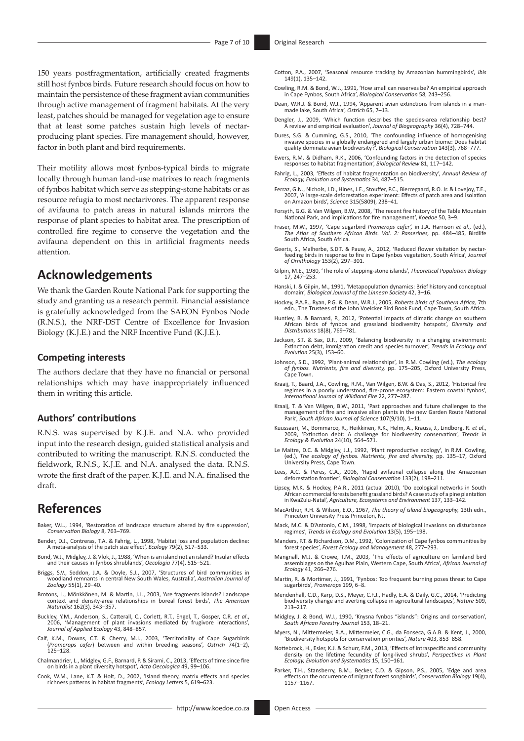150 years postfragmentation, artificially created fragments still host fynbos birds. Future research should focus on how to maintain the persistence of these fragment avian communities through active management of fragment habitats. At the very least, patches should be managed for vegetation age to ensure that at least some patches sustain high levels of nectar-producing plant species. Fire management should, however, factor in both plant and bird requirements.

Their motility allows most fynbos-typical birds to migrate locally through human land-use matrixes to reach fragments of fynbos habitat which serve as stepping-stone habitats or as resource refugia to most nectarivores. The apparent response of avifauna to patch areas in natural islands mirrors the response of plant species to habitat area. The prescription of controlled fire regime to conserve the vegetation and the avifauna dependent on this in artificial fragments needs attention.

# Acknowledgements

We thank the Garden Route National Park for supporting the study and granting us a research permit. Financial assistance is gratefully acknowledged from the SAEON Fynbos Node (R.N.S.), the NRF-DST Centre of Excellence for Invasion Biology (K.J.E.) and the NRF Incentive Fund (K.J.E.).

### Competing interests

The authors declare that they have no financial or personal relationships which may have inappropriately influenced them in writing this article.

### Authors' contributions

R.N.S. was supervised by K.J.E. and N.A. who provided input into the research design, guided statistical analysis and contributed to writing the manuscript. R.N.S. conducted the fieldwork, R.N.S., K.J.E. and N.A. analysed the data. R.N.S. wrote the first draft of the paper. K.J.E. and N.A. finalised the draft.

# References

Baker, W.L., 1994, 'Restoration of landscape structure altered by fire suppression', *Conservation Biology* 8, 763–769.

Bender, D.J., Contreras, T.A. & Fahrig, L., 1998, 'Habitat loss and population decline: A meta-analysis of the patch size effect', *Ecology* 79(2), 517–533.

Bond, W.J., Midgley, J. & Vlok, J., 1988, 'When is an island not an island? Insular effects and their causes in fynbos shrublands', *Oecologia* 77(4), 515–521.

Briggs, S.V., Seddon, J.A. & Doyle, S.J., 2007, 'Structures of bird communities in woodland remnants in central New South Wales, Australia', *Australian Journal of Zoology* 55(1), 29–40.

Brotons, L., Mönkkönen, M. & Martin, J.L., 2003, 'Are fragments islands? Landscape context and density-area relationships in boreal forest birds', *The American Naturalist* 162(3), 343–357.

Buckley, Y.M., Anderson, S., Catterall, C., Corlett, R.T., Engel, T., Gosper, C.R. *et al*., 2006, 'Management of plant invasions mediated by frugivore interactions', *Journal of Applied Ecology* 43, 848–857.

Calf, K.M., Downs, C.T. & Cherry, M.I., 2003, 'Territoriality of Cape Sugarbirds (*Promerops cafer*) between and within breeding seasons', *Ostrich* 74(1–2), 125–128.

Chalmandrier, L., Midgley, G.F., Barnard, P. & Sirami, C., 2013, 'Effects of time since fire on birds in a plant diversity hotspot', *Acta Oecologica* 49, 99–106.

Cook, W.M., Lane, K.T. & Holt, D., 2002, 'Island theory, matrix effects and species richness patterns in habitat fragments', *Ecology Letters* 5, 619–623.

Cotton, P.A., 2007, 'Seasonal resource tracking by Amazonian hummingbirds', *Ibis* 149(1), 135–142.

Cowling, R.M. & Bond, W.J., 1991, 'How small can reserves be? An empirical approach in Cape Fynbos, South Africa', *Biological Conservation* 58, 243–256.

Dean, W.R.J. & Bond, W.J., 1994, 'Apparent avian extinctions from islands in a man-made lake, South Africa', *Ostrich* 65, 7–13.

Dengler, J., 2009, 'Which function describes the species-area relationship best? A review and empirical evaluation', *Journal of Biogeography* 36(4), 728–744.

Dures, S.G. & Cumming, G.S., 2010, 'The confounding influence of homogenising invasive species in a globally endangered and largely urban biome: Does habitat quality dominate avian biodiversity?', *Biological Conservation* 143(3), 768–777.

Ewers, R.M. & Didham, R.K., 2006, 'Confounding factors in the detection of species responses to habitat fragmentation', *Biological Review* 81, 117–142.

Fahrig, L., 2003, 'Effects of habitat fragmentation on biodiversity', *Annual Review of Ecology, Evolution and Systematics* 34, 487–515.

Ferraz, G.N., Nichols, J.D., Hines, J.E., Stouffer, P.C., Bierregaard, R.O. Jr. & Lovejoy, T.E., 2007, 'A large-scale deforestation experiment: Effects of patch area and isolation on Amazon birds', *Science* 315(5809), 238–41.

Forsyth, G.G. & Van Wilgen, B.W., 2008, 'The recent fire history of the Table Mountain National Park, and implications for fire management', *Koedoe* 50, 3–9.

Fraser, M.W., 1997, 'Cape sugarbird *Promerops cafer*', in J.A. Harrison *et al*., (ed.), *The Atlas of Southern African Birds. Vol. 2: Passerines,* pp. 484–485, Birdlife South Africa, South Africa.

Geerts, S., Malherbe, S.D.T. & Pauw, A., 2012, 'Reduced flower visitation by nectar-feeding birds in response to fire in Cape fynbos vegetation, South Africa', *Journal of Ornithology* 153(2), 297–301.

Gilpin, M.E., 1980, 'The role of stepping-stone islands', *Theoretical Population Biology* 17, 247–253.

Hanski, I. & Gilpin, M., 1991, 'Metapopulation dynamics: Brief history and conceptual domain', *Biological Journal of the Linnean Society* 42, 3–16.

Hockey, P.A.R., Ryan, P.G. & Dean, W.R.J., 2005, *Roberts birds of Southern Africa,* 7th edn., The Trustees of the John Voelcker Bird Book Fund, Cape Town, South Africa.

Huntley, B. & Barnard, P., 2012, 'Potential impacts of climatic change on southern African birds of fynbos and grassland biodiversity hotspots', *Diversity and Distributions* 18(8), 769–781.

Jackson, S.T. & Sax, D.F., 2009, 'Balancing biodiversity in a changing environment: Extinction debt, immigration credit and species turnover', *Trends in Ecology and Evolution* 25(3), 153–60.

Johnson, S.D., 1992, 'Plant-animal relationships', in R.M. Cowling (ed.), *The ecology of fynbos. Nutrients, fire and diversity,* pp. 175–205, Oxford University Press, Cape Town.

Kraaij, T., Baard, J.A., Cowling, R.M., Van Wilgen, B.W. & Das, S., 2012, 'Historical fire regimes in a poorly understood, fire-prone ecosystem: Eastern coastal fynbos', *International Journal of Wildland Fire* 22, 277–287.

Kraaij, T. & Van Wilgen, B.W., 2011, 'Past approaches and future challenges to the management of fire and invasive alien plants in the new Garden Route National Park', *South African Journal of Science* 107(9/10), 1–11.

Kuussaari, M., Bommarco, R., Heikkinen, R.K., Helm, A., Krauss, J., Lindborg, R. *et al*., 2009, 'Extinction debt: A challenge for biodiversity conservation', *Trends in Ecology & Evolution* 24(10), 564–571.

Le Maitre, D.C. & Midgley, J.J., 1992, 'Plant reproductive ecology', in R.M. Cowling, (ed.), *The ecology of fynbos. Nutrients, fire and diversity,* pp. 135–17, Oxford University Press, Cape Town.

Lees, A.C. & Peres, C.A., 2006, 'Rapid avifaunal collapse along the Amazonian deforestation frontier', *Biological Conservation* 133(2), 198–211.

Lipsey, M.K. & Hockey, P.A.R., 2011 (actual 2010), 'Do ecological networks in South African commercial forests benefit grassland birds? A case study of a pine plantation in KwaZulu-Natal', *Agriculture, Ecosystems and Environment* 137, 133–142.

MacArthur, R.H. & Wilson, E.O., 1967, *The theory of island biogeography,* 13th edn., Princeton University Press Princeton, NJ.

Mack, M.C. & D'Antonio, C.M., 1998, 'Impacts of biological invasions on disturbance regimes', *Trends in Ecology and Evolution* 13(5), 195–198.

Manders, P.T. & Richardson, D.M., 1992, 'Colonization of Cape fynbos communities by forest species', *Forest Ecology and Management* 48, 277–293.

Mangnall, M.J. & Crowe, T.M., 2003, 'The effects of agriculture on farmland bird assemblages on the Agulhas Plain, Western Cape, South Africa', *African Journal of Ecology* 41, 266–276.

Martin, R. & Mortimer, J., 1991, 'Fynbos: Too frequent burning poses threat to Cape sugarbirds', *Promerops* 199, 6–8.

Mendenhall, C.D., Karp, D.S., Meyer, C.F.J., Hadly, E.A. & Daily, G.C., 2014, 'Predicting biodiversity change and averting collapse in agricultural landscapes', *Nature* 509, 213–217.

Midgley, J. & Bond, W.J., 1990, 'Knysna fynbos "islands": Origins and conservation', *South African Forestry Journal* 153, 18–21.

Myers, N., Mittermeier, R.A., Mittermeier, C.G., da Fonseca, G.A.B. & Kent, J., 2000, 'Biodiversity hotspots for conservation priorities', *Nature* 403, 853–858.

Nottebrock, H., Esler, K.J. & Schurr, F.M., 2013, 'Effects of intraspecific and community density on the lifetime fecundity of long-lived shrubs', *Perspectives in Plant Ecology, Evolution and Systematics* 15, 150–161.

Parker, T.H., Stansberry, B.M., Becker, C.D. & Gipson, P.S., 2005, 'Edge and area effects on the occurrence of migrant forest songbirds', *Conservation Biology* 19(4), 1157–1167.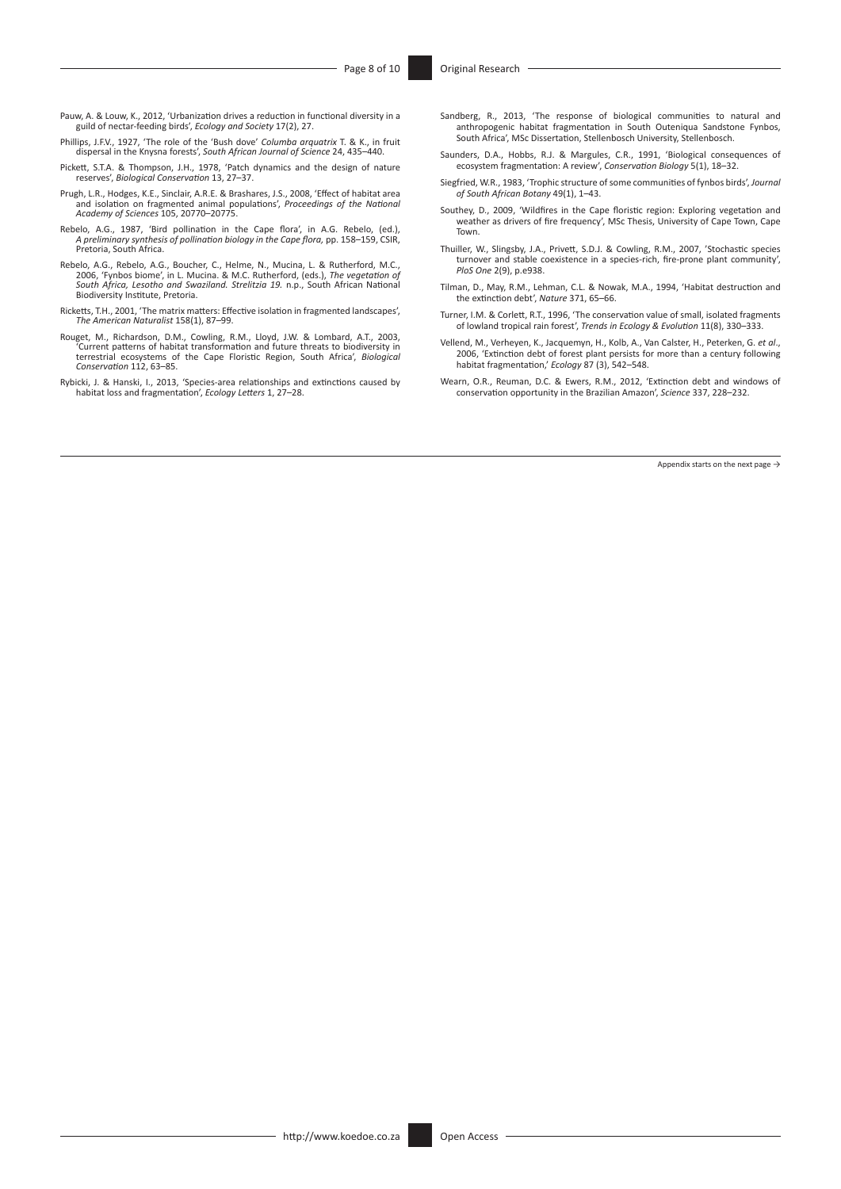Pauw, A. & Louw, K., 2012, 'Urbanization drives a reduction in functional diversity in a guild of nectar-feeding birds', *Ecology and Society* 17(2), 27.

Phillips, J.F.V., 1927, 'The role of the 'Bush dove' *Columba arquatrix* T. & K., in fruit dispersal in the Knysna forests', *South African Journal of Science* 24, 435–440.

Pickett, S.T.A. & Thompson, J.H., 1978, 'Patch dynamics and the design of nature reserves', *Biological Conservation* 13, 27–37.

Prugh, L.R., Hodges, K.E., Sinclair, A.R.E. & Brashares, J.S., 2008, 'Effect of habitat area and isolation on fragmented animal populations', *Proceedings of the National Academy of Sciences* 105, 20770–20775.

Rebelo, A.G., 1987, 'Bird pollination in the Cape flora', in A.G. Rebelo, (ed.), *A preliminary synthesis of pollination biology in the Cape flora*, pp. 158–159, CSIR, Pretoria, South Africa.

Rebelo, A.G., Rebelo, A.G., Boucher, C., Helme, N., Mucina, L. & Rutherford, M.C., 2006, 'Fynbos biome', in L. Mucina. & M.C. Rutherford, (eds.), *The vegetation of South Africa, Lesotho and Swaziland. Strelitzia 19.* n.p., South African National Biodiversity Institute, Pretoria.

Ricketts, T.H., 2001, 'The matrix matters: Effective isolation in fragmented landscapes', *The American Naturalist* 158(1), 87–99.

Rouget, M., Richardson, D.M., Cowling, R.M., Lloyd, J.W. & Lombard, A.T., 2003, 'Current patterns of habitat transformation and future threats to biodiversity in terrestrial ecosystems of the Cape Floristic Region, South Africa', *Biological Conservation* 112, 63–85.

Rybicki, J. & Hanski, I., 2013, 'Species-area relationships and extinctions caused by habitat loss and fragmentation', *Ecology Letters* 1, 27–28.

Sandberg, R., 2013, 'The response of biological communities to natural and anthropogenic habitat fragmentation in South Outeniqua Sandstone Fynbos, South Africa', MSc Dissertation, Stellenbosch University, Stellenbosch.

Saunders, D.A., Hobbs, R.J. & Margules, C.R., 1991, 'Biological consequences of ecosystem fragmentation: A review', *Conservation Biology* 5(1), 18–32.

Siegfried, W.R., 1983, 'Trophic structure of some communities of fynbos birds', *Journal of South African Botany* 49(1), 1–43.

Southey, D., 2009, 'Wildfires in the Cape floristic region: Exploring vegetation and weather as drivers of fire frequency', MSc Thesis, University of Cape Town, Cape Town.

Thuiller, W., Slingsby, J.A., Privett, S.D.J. & Cowling, R.M., 2007, 'Stochastic species turnover and stable coexistence in a species-rich, fire-prone plant community', *PloS One* 2(9), p.e938.

Tilman, D., May, R.M., Lehman, C.L. & Nowak, M.A., 1994, 'Habitat destruction and the extinction debt', *Nature* 371, 65–66.

Turner, I.M. & Corlett, R.T., 1996, 'The conservation value of small, isolated fragments of lowland tropical rain forest', *Trends in Ecology & Evolution* 11(8), 330–333.

Vellend, M., Verheyen, K., Jacquemyn, H., Kolb, A., Van Calster, H., Peterken, G. *et al*., 2006, 'Extinction debt of forest plant persists for more than a century following habitat fragmentation,' *Ecology* 87 (3), 542–548.

Wearn, O.R., Reuman, D.C. & Ewers, R.M., 2012, 'Extinction debt and windows of conservation opportunity in the Brazilian Amazon', *Science* 337, 228–232.

Appendix starts on the next page →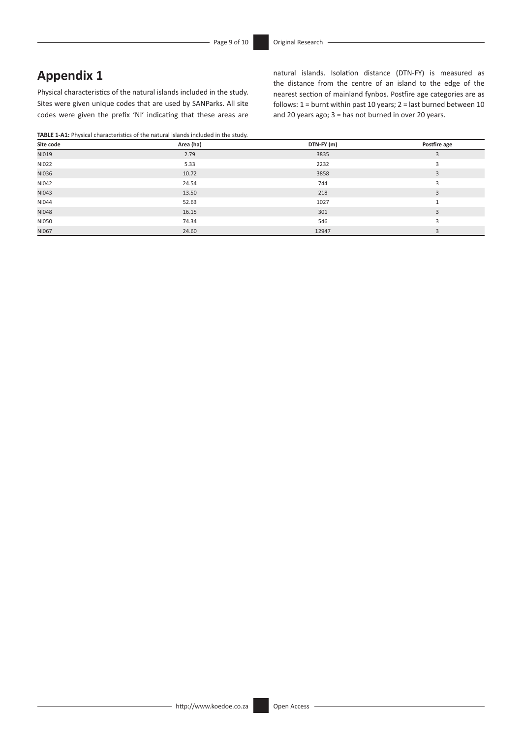## Appendix 1

Physical characteristics of the natural islands included in the study. Sites were given unique codes that are used by SANParks. All site codes were given the prefix 'NI' indicating that these areas are natural islands. Isolation distance (DTN-FY) is measured as the distance from the centre of an island to the edge of the nearest section of mainland fynbos. Postfire age categories are as follows: 1 = burnt within past 10 years; 2 = last burned between 10 and 20 years ago; 3 = has not burned in over 20 years.

**TABLE 1-A1:** Physical characteristics of the natural islands included in the study.

| Site code | Area (ha) | DTN-FY (m) | Postfire age |
| --- | --- | --- | --- |
| NI019 | 2.79 | 3835 | 3 |
| NI022 | 5.33 | 2232 | 3 |
| NI036 | 10.72 | 3858 | 3 |
| NI042 | 24.54 | 744 | 3 |
| NI043 | 13.50 | 218 | 3 |
| NI044 | 52.63 | 1027 | 1 |
| NI048 | 16.15 | 301 | 3 |
| NI050 | 74.34 | 546 | 3 |
| NI067 | 24.60 | 12947 | 3 |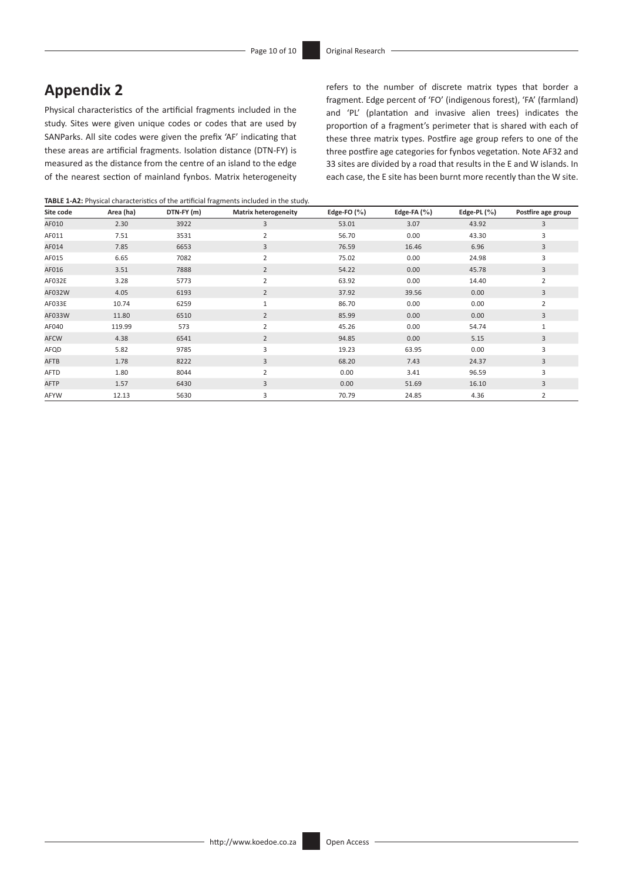## Appendix 2

Physical characteristics of the artificial fragments included in the study. Sites were given unique codes or codes that are used by SANParks. All site codes were given the prefix 'AF' indicating that these areas are artificial fragments. Isolation distance (DTN-FY) is measured as the distance from the centre of an island to the edge of the nearest section of mainland fynbos. Matrix heterogeneity refers to the number of discrete matrix types that border a fragment. Edge percent of 'FO' (indigenous forest), 'FA' (farmland) and 'PL' (plantation and invasive alien trees) indicates the proportion of a fragment's perimeter that is shared with each of these three matrix types. Postfire age group refers to one of the three postfire age categories for fynbos vegetation. Note AF32 and 33 sites are divided by a road that results in the E and W islands. In each case, the E site has been burnt more recently than the W site.

**TABLE 1-A2:** Physical characteristics of the artificial fragments included in the study.

| Site code | Area (ha) | DTN-FY (m) | Matrix heterogeneity | Edge-FO (%) | Edge-FA (%) | Edge-PL (%) | Postfire age group |
|---|---|---|---|---|---|---|---|
| AF010 | 2.30 | 3922 | 3 | 53.01 | 3.07 | 43.92 | 3 |
| AF011 | 7.51 | 3531 | 2 | 56.70 | 0.00 | 43.30 | 3 |
| AF014 | 7.85 | 6653 | 3 | 76.59 | 16.46 | 6.96 | 3 |
| AF015 | 6.65 | 7082 | 2 | 75.02 | 0.00 | 24.98 | 3 |
| AF016 | 3.51 | 7888 | 2 | 54.22 | 0.00 | 45.78 | 3 |
| AF032E | 3.28 | 5773 | 2 | 63.92 | 0.00 | 14.40 | 2 |
| AF032W | 4.05 | 6193 | 2 | 37.92 | 39.56 | 0.00 | 3 |
| AF033E | 10.74 | 6259 | 1 | 86.70 | 0.00 | 0.00 | 2 |
| AF033W | 11.80 | 6510 | 2 | 85.99 | 0.00 | 0.00 | 3 |
| AF040 | 119.99 | 573 | 2 | 45.26 | 0.00 | 54.74 | 1 |
| AFCW | 4.38 | 6541 | 2 | 94.85 | 0.00 | 5.15 | 3 |
| AFQD | 5.82 | 9785 | 3 | 19.23 | 63.95 | 0.00 | 3 |
| AFTB | 1.78 | 8222 | 3 | 68.20 | 7.43 | 24.37 | 3 |
| AFTD | 1.80 | 8044 | 2 | 0.00 | 3.41 | 96.59 | 3 |
| AFTP | 1.57 | 6430 | 3 | 0.00 | 51.69 | 16.10 | 3 |
| AFYW | 12.13 | 5630 | 3 | 70.79 | 24.85 | 4.36 | 2 |